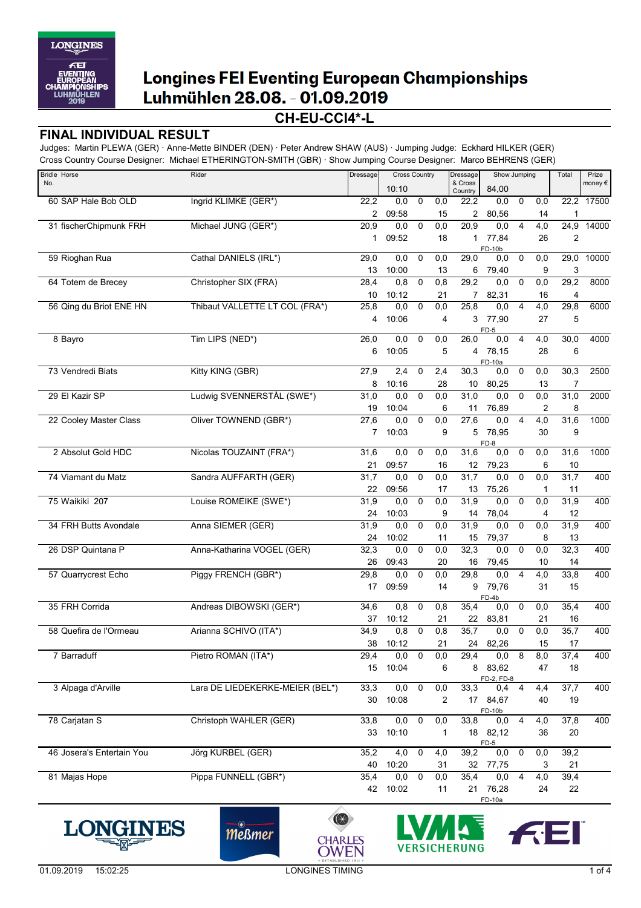# Longines FEI Eventing European Championships Luhmühlen 28.08. - 01.09.2019

## CH-EU-CCI4*-L

## FINAL INDIVIDUAL RESULT

Judges: Martin PLEWA (GER) · Anne-Mette BINDER (DEN) · Peter Andrew SHAW (AUS) · Jumping Judge: Eckhard HILKER (GER)
Cross Country Course Designer: Michael ETHERINGTON-SMITH (GBR) · Show Jumping Course Designer: Marco BEHRENS (GER)

| Bridle No. | Horse | Rider | Dressage | Cross Country 10:10 | | | | Dressage & Cross Country | Show Jumping 84,00 | | | | Total | Prize money € |
|---|---|---|---|---|---|---|---|---|---|---|---|---|---|---|
| 60 | SAP Hale Bob OLD | Ingrid KLIMKE (GER*) | 22,2 | 0,0 | 0 | 0,0 | | 22,2 | 0,0 | 0 | 0,0 | | 22,2 | 17500 |
| | | | 2 | 09:58 | | | 15 | 2 | 80,56 | | | 14 | 1 | |
| 31 | fischerChipmunk FRH | Michael JUNG (GER*) | 20,9 | 0,0 | 0 | 0,0 | | 20,9 | 0,0 | 4 | 4,0 | | 24,9 | 14000 |
| | | | 1 | 09:52 | | | 18 | 1 | 77,84 FD-10b | | | 26 | 2 | |
| 59 | Rioghan Rua | Cathal DANIELS (IRL*) | 29,0 | 0,0 | 0 | 0,0 | | 29,0 | 0,0 | 0 | 0,0 | | 29,0 | 10000 |
| | | | 13 | 10:00 | | | 13 | 6 | 79,40 | | | 9 | 3 | |
| 64 | Totem de Brecey | Christopher SIX (FRA) | 28,4 | 0,8 | 0 | 0,8 | | 29,2 | 0,0 | 0 | 0,0 | | 29,2 | 8000 |
| | | | 10 | 10:12 | | | 21 | 7 | 82,31 | | | 16 | 4 | |
| 56 | Qing du Briot ENE HN | Thibaut VALLETTE LT COL (FRA*) | 25,8 | 0,0 | 0 | 0,0 | | 25,8 | 0,0 | 4 | 4,0 | | 29,8 | 6000 |
| | | | 4 | 10:06 | | | 4 | 3 | 77,90 FD-5 | | | 27 | 5 | |
| 8 | Bayro | Tim LIPS (NED*) | 26,0 | 0,0 | 0 | 0,0 | | 26,0 | 0,0 | 4 | 4,0 | | 30,0 | 4000 |
| | | | 6 | 10:05 | | | 5 | 4 | 78,15 FD-10a | | | 28 | 6 | |
| 73 | Vendredi Biats | Kitty KING (GBR) | 27,9 | 2,4 | 0 | 2,4 | | 30,3 | 0,0 | 0 | 0,0 | | 30,3 | 2500 |
| | | | 8 | 10:16 | | | 28 | 10 | 80,25 | | | 13 | 7 | |
| 29 | El Kazir SP | Ludwig SVENNERSTÅL (SWE*) | 31,0 | 0,0 | 0 | 0,0 | | 31,0 | 0,0 | 0 | 0,0 | | 31,0 | 2000 |
| | | | 19 | 10:04 | | | 6 | 11 | 76,89 | | | 2 | 8 | |
| 22 | Cooley Master Class | Oliver TOWNEND (GBR*) | 27,6 | 0,0 | 0 | 0,0 | | 27,6 | 0,0 | 4 | 4,0 | | 31,6 | 1000 |
| | | | 7 | 10:03 | | | 9 | 5 | 78,95 FD-8 | | | 30 | 9 | |
| 2 | Absolut Gold HDC | Nicolas TOUZAINT (FRA*) | 31,6 | 0,0 | 0 | 0,0 | | 31,6 | 0,0 | 0 | 0,0 | | 31,6 | 1000 |
| | | | 21 | 09:57 | | | 16 | 12 | 79,23 | | | 6 | 10 | |
| 74 | Viamant du Matz | Sandra AUFFARTH (GER) | 31,7 | 0,0 | 0 | 0,0 | | 31,7 | 0,0 | 0 | 0,0 | | 31,7 | 400 |
| | | | 22 | 09:56 | | | 17 | 13 | 75,26 | | | 1 | 11 | |
| 75 | Waikiki 207 | Louise ROMEIKE (SWE*) | 31,9 | 0,0 | 0 | 0,0 | | 31,9 | 0,0 | 0 | 0,0 | | 31,9 | 400 |
| | | | 24 | 10:03 | | | 9 | 14 | 78,04 | | | 4 | 12 | |
| 34 | FRH Butts Avondale | Anna SIEMER (GER) | 31,9 | 0,0 | 0 | 0,0 | | 31,9 | 0,0 | 0 | 0,0 | | 31,9 | 400 |
| | | | 24 | 10:02 | | | 11 | 15 | 79,37 | | | 8 | 13 | |
| 26 | DSP Quintana P | Anna-Katharina VOGEL (GER) | 32,3 | 0,0 | 0 | 0,0 | | 32,3 | 0,0 | 0 | 0,0 | | 32,3 | 400 |
| | | | 26 | 09:43 | | | 20 | 16 | 79,45 | | | 10 | 14 | |
| 57 | Quarrycrest Echo | Piggy FRENCH (GBR*) | 29,8 | 0,0 | 0 | 0,0 | | 29,8 | 0,0 | 4 | 4,0 | | 33,8 | 400 |
| | | | 17 | 09:59 | | | 14 | 9 | 79,76 FD-4b | | | 31 | 15 | |
| 35 | FRH Corrida | Andreas DIBOWSKI (GER*) | 34,6 | 0,8 | 0 | 0,8 | | 35,4 | 0,0 | 0 | 0,0 | | 35,4 | 400 |
| | | | 37 | 10:12 | | | 21 | 22 | 83,81 | | | 21 | 16 | |
| 58 | Quefira de l'Ormeau | Arianna SCHIVO (ITA*) | 34,9 | 0,8 | 0 | 0,8 | | 35,7 | 0,0 | 0 | 0,0 | | 35,7 | 400 |
| | | | 38 | 10:12 | | | 21 | 24 | 82,26 | | | 15 | 17 | |
| 7 | Barraduff | Pietro ROMAN (ITA*) | 29,4 | 0,0 | 0 | 0,0 | | 29,4 | 0,0 | 8 | 8,0 | | 37,4 | 400 |
| | | | 15 | 10:04 | | | 6 | 8 | 83,62 FD-2, FD-8 | | | 47 | 18 | |
| 3 | Alpaga d'Arville | Lara DE LIEDEKERKE-MEIER (BEL*) | 33,3 | 0,0 | 0 | 0,0 | | 33,3 | 0,4 | 4 | 4,4 | | 37,7 | 400 |
| | | | 30 | 10:08 | | | 2 | 17 | 84,67 FD-10b | | | 40 | 19 | |
| 78 | Carjatan S | Christoph WAHLER (GER) | 33,8 | 0,0 | 0 | 0,0 | | 33,8 | 0,0 | 4 | 4,0 | | 37,8 | 400 |
| | | | 33 | 10:10 | | | 1 | 18 | 82,12 FD-5 | | | 36 | 20 | |
| 46 | Josera's Entertain You | Jörg KURBEL (GER) | 35,2 | 4,0 | 0 | 4,0 | | 39,2 | 0,0 | 0 | 0,0 | | 39,2 | |
| | | | 40 | 10:20 | | | 31 | 32 | 77,75 | | | 3 | 21 | |
| 81 | Majas Hope | Pippa FUNNELL (GBR*) | 35,4 | 0,0 | 0 | 0,0 | | 35,4 | 0,0 | 4 | 4,0 | | 39,4 | |
| | | | 42 | 10:02 | | | 11 | 21 | 76,28 FD-10a | | | 24 | 22 | |

01.09.2019 15:02:25 LONGINES TIMING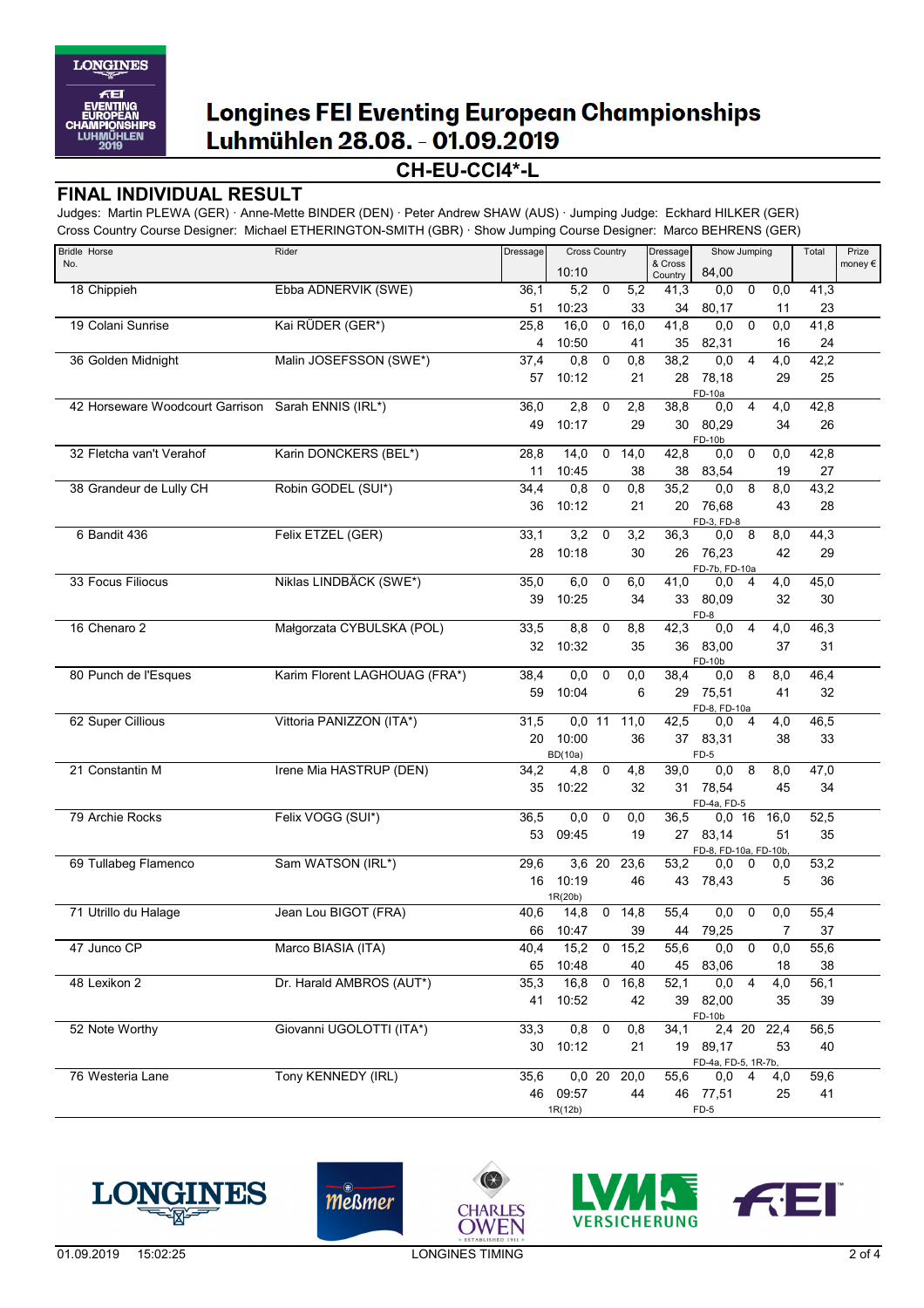# Longines FEI Eventing European Championships
## Luhmühlen 28.08. - 01.09.2019

**CH-EU-CCI4*-L**

## FINAL INDIVIDUAL RESULT

Judges: Martin PLEWA (GER) · Anne-Mette BINDER (DEN) · Peter Andrew SHAW (AUS) · Jumping Judge: Eckhard HILKER (GER)
Cross Country Course Designer: Michael ETHERINGTON-SMITH (GBR) · Show Jumping Course Designer: Marco BEHRENS (GER)

| Bridle No. | Horse | Rider | Dressage | Cross Country | | | Dressage & Cross Country | Show Jumping | | | Total | Prize money € |
|---|---|---|---|---|---|---|---|---|---|---|---|---|
| | | | | 10:10 | | | | 84,00 | | | | |
| 18 | Chippieh | Ebba ADNERVIK (SWE) | 36,1 | 5,2 | 0 | 5,2 | 41,3 | 0,0 | 0 | 0,0 | 41,3 | |
| | | | 51 | 10:23 | | 33 | 34 | 80,17 | | 11 | 23 | |
| 19 | Colani Sunrise | Kai RÜDER (GER*) | 25,8 | 16,0 | 0 | 16,0 | 41,8 | 0,0 | 0 | 0,0 | 41,8 | |
| | | | 4 | 10:50 | | 41 | 35 | 82,31 | | 16 | 24 | |
| 36 | Golden Midnight | Malin JOSEFSSON (SWE*) | 37,4 | 0,8 | 0 | 0,8 | 38,2 | 0,0 | 4 | 4,0 | 42,2 | |
| | | | 57 | 10:12 | | 21 | 28 | 78,18 FD-10a | | 29 | 25 | |
| 42 | Horseware Woodcourt Garrison | Sarah ENNIS (IRL*) | 36,0 | 2,8 | 0 | 2,8 | 38,8 | 0,0 | 4 | 4,0 | 42,8 | |
| | | | 49 | 10:17 | | 29 | 30 | 80,29 FD-10b | | 34 | 26 | |
| 32 | Fletcha van't Verahof | Karin DONCKERS (BEL*) | 28,8 | 14,0 | 0 | 14,0 | 42,8 | 0,0 | 0 | 0,0 | 42,8 | |
| | | | 11 | 10:45 | | 38 | 38 | 83,54 | | 19 | 27 | |
| 38 | Grandeur de Lully CH | Robin GODEL (SUI*) | 34,4 | 0,8 | 0 | 0,8 | 35,2 | 0,0 | 8 | 8,0 | 43,2 | |
| | | | 36 | 10:12 | | 21 | 20 | 76,68 FD-3, FD-8 | | 43 | 28 | |
| 6 | Bandit 436 | Felix ETZEL (GER) | 33,1 | 3,2 | 0 | 3,2 | 36,3 | 0,0 | 8 | 8,0 | 44,3 | |
| | | | 28 | 10:18 | | 30 | 26 | 76,23 FD-7b, FD-10a | | 42 | 29 | |
| 33 | Focus Filiocus | Niklas LINDBÄCK (SWE*) | 35,0 | 6,0 | 0 | 6,0 | 41,0 | 0,0 | 4 | 4,0 | 45,0 | |
| | | | 39 | 10:25 | | 34 | 33 | 80,09 FD-8 | | 32 | 30 | |
| 16 | Chenaro 2 | Małgorzata CYBULSKA (POL) | 33,5 | 8,8 | 0 | 8,8 | 42,3 | 0,0 | 4 | 4,0 | 46,3 | |
| | | | 32 | 10:32 | | 35 | 36 | 83,00 FD-10b | | 37 | 31 | |
| 80 | Punch de l'Esques | Karim Florent LAGHOUAG (FRA*) | 38,4 | 0,0 | 0 | 0,0 | 38,4 | 0,0 | 8 | 8,0 | 46,4 | |
| | | | 59 | 10:04 | | 6 | 29 | 75,51 FD-8, FD-10a | | 41 | 32 | |
| 62 | Super Cillious | Vittoria PANIZZON (ITA*) | 31,5 | 0,0 | 11 | 11,0 | 42,5 | 0,0 | 4 | 4,0 | 46,5 | |
| | | | 20 | 10:00 BD(10a) | | 36 | 37 | 83,31 FD-5 | | 38 | 33 | |
| 21 | Constantin M | Irene Mia HASTRUP (DEN) | 34,2 | 4,8 | 0 | 4,8 | 39,0 | 0,0 | 8 | 8,0 | 47,0 | |
| | | | 35 | 10:22 | | 32 | 31 | 78,54 FD-4a, FD-5 | | 45 | 34 | |
| 79 | Archie Rocks | Felix VOGG (SUI*) | 36,5 | 0,0 | 0 | 0,0 | 36,5 | 0,0 | 16 | 16,0 | 52,5 | |
| | | | 53 | 09:45 | | 19 | 27 | 83,14 FD-8, FD-10a, FD-10b, | | 51 | 35 | |
| 69 | Tullabeg Flamenco | Sam WATSON (IRL*) | 29,6 | 3,6 | 20 | 23,6 | 53,2 | 0,0 | 0 | 0,0 | 53,2 | |
| | | | 16 | 10:19 1R(20b) | | 46 | 43 | 78,43 | | 5 | 36 | |
| 71 | Utrillo du Halage | Jean Lou BIGOT (FRA) | 40,6 | 14,8 | 0 | 14,8 | 55,4 | 0,0 | 0 | 0,0 | 55,4 | |
| | | | 66 | 10:47 | | 39 | 44 | 79,25 | | 7 | 37 | |
| 47 | Junco CP | Marco BIASIA (ITA) | 40,4 | 15,2 | 0 | 15,2 | 55,6 | 0,0 | 0 | 0,0 | 55,6 | |
| | | | 65 | 10:48 | | 40 | 45 | 83,06 | | 18 | 38 | |
| 48 | Lexikon 2 | Dr. Harald AMBROS (AUT*) | 35,3 | 16,8 | 0 | 16,8 | 52,1 | 0,0 | 4 | 4,0 | 56,1 | |
| | | | 41 | 10:52 | | 42 | 39 | 82,00 FD-10b | | 35 | 39 | |
| 52 | Note Worthy | Giovanni UGOLOTTI (ITA*) | 33,3 | 0,8 | 0 | 0,8 | 34,1 | 2,4 | 20 | 22,4 | 56,5 | |
| | | | 30 | 10:12 | | 21 | 19 | 89,17 FD-4a, FD-5, 1R-7b, | | 53 | 40 | |
| 76 | Westeria Lane | Tony KENNEDY (IRL) | 35,6 | 0,0 | 20 | 20,0 | 55,6 | 0,0 | 4 | 4,0 | 59,6 | |
| | | | 46 | 09:57 1R(12b) | | 44 | 46 | 77,51 FD-5 | | 25 | 41 | |

01.09.2019 15:02:25 LONGINES TIMING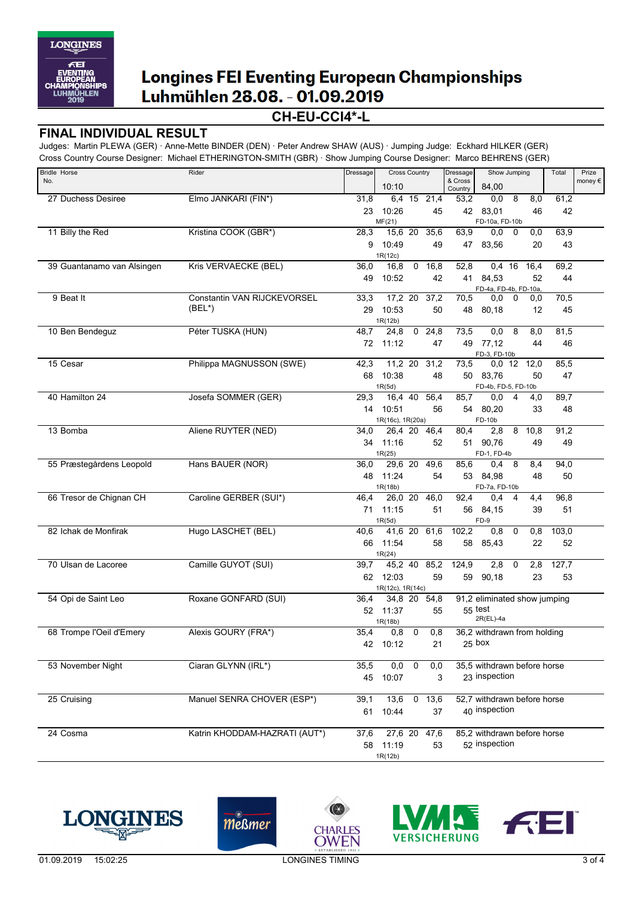# Longines FEI Eventing European Championships Luhmühlen 28.08. - 01.09.2019

## CH-EU-CCI4*-L

## FINAL INDIVIDUAL RESULT

Judges: Martin PLEWA (GER) · Anne-Mette BINDER (DEN) · Peter Andrew SHAW (AUS) · Jumping Judge: Eckhard HILKER (GER)
Cross Country Course Designer: Michael ETHERINGTON-SMITH (GBR) · Show Jumping Course Designer: Marco BEHRENS (GER)

| Bridle No. | Horse | Rider | Dressage | Cross Country 10:10 | | | Dressage & Cross Country | Show Jumping 84,00 | | | Total | Prize money € |
|---|---|---|---|---|---|---|---|---|---|---|---|---|
| 27 | Duchess Desiree | Elmo JANKARI (FIN*) | 31,8 / 23 | 6,4 / 10:26 / MF(21) | 15 | 21,4 / 45 | 53,2 / 42 | 0,0 / 83,01 / FD-10a, FD-10b | 8 | 8,0 / 46 | 61,2 / 42 | |
| 11 | Billy the Red | Kristina COOK (GBR*) | 28,3 / 9 | 15,6 / 10:49 / 1R(12c) | 20 | 35,6 / 49 | 63,9 / 47 | 0,0 / 83,56 | 0 | 0,0 / 20 | 63,9 / 43 | |
| 39 | Guantanamo van Alsingen | Kris VERVAECKE (BEL) | 36,0 / 49 | 16,8 / 10:52 | 0 | 16,8 / 42 | 52,8 / 41 | 0,4 / 84,53 / FD-4a, FD-4b, FD-10a, | 16 | 16,4 / 52 | 69,2 / 44 | |
| 9 | Beat It | Constantin VAN RIJCKEVORSEL (BEL*) | 33,3 / 29 | 17,2 / 10:53 / 1R(12b) | 20 | 37,2 / 50 | 70,5 / 48 | 0,0 / 80,18 | 0 | 0,0 / 12 | 70,5 / 45 | |
| 10 | Ben Bendeguz | Péter TUSKA (HUN) | 48,7 / 72 | 24,8 / 11:12 | 0 | 24,8 / 47 | 73,5 / 49 | 0,0 / 77,12 / FD-3, FD-10b | 8 | 8,0 / 44 | 81,5 / 46 | |
| 15 | Cesar | Philippa MAGNUSSON (SWE) | 42,3 / 68 | 11,2 / 10:38 / 1R(5d) | 20 | 31,2 / 48 | 73,5 / 50 | 0,0 / 83,76 / FD-4b, FD-5, FD-10b | 12 | 12,0 / 50 | 85,5 / 47 | |
| 40 | Hamilton 24 | Josefa SOMMER (GER) | 29,3 / 14 | 16,4 / 10:51 / 1R(16c), 1R(20a) | 40 | 56,4 / 56 | 85,7 / 54 | 0,0 / 80,20 / FD-10b | 4 | 4,0 / 33 | 89,7 / 48 | |
| 13 | Bomba | Aliene RUYTER (NED) | 34,0 / 34 | 26,4 / 11:16 / 1R(25) | 20 | 46,4 / 52 | 80,4 / 51 | 2,8 / 90,76 / FD-1, FD-4b | 8 | 10,8 / 49 | 91,2 / 49 | |
| 55 | Præstegårdens Leopold | Hans BAUER (NOR) | 36,0 / 48 | 29,6 / 11:24 / 1R(18b) | 20 | 49,6 / 54 | 85,6 / 53 | 0,4 / 84,98 / FD-7a, FD-10b | 8 | 8,4 / 48 | 94,0 / 50 | |
| 66 | Tresor de Chignan CH | Caroline GERBER (SUI*) | 46,4 / 71 | 26,0 / 11:15 / 1R(5d) | 20 | 46,0 / 51 | 92,4 / 56 | 0,4 / 84,15 / FD-9 | 4 | 4,4 / 39 | 96,8 / 51 | |
| 82 | Ichak de Monfirak | Hugo LASCHET (BEL) | 40,6 / 66 | 41,6 / 11:54 / 1R(24) | 20 | 61,6 / 58 | 102,2 / 58 | 0,8 / 85,43 | 0 | 0,8 / 22 | 103,0 / 52 | |
| 70 | Ulsan de Lacoree | Camille GUYOT (SUI) | 39,7 / 62 | 45,2 / 12:03 / 1R(12c), 1R(14c) | 40 | 85,2 / 59 | 124,9 / 59 | 2,8 / 90,18 | 0 | 2,8 / 23 | 127,7 / 53 | |
| 54 | Opi de Saint Leo | Roxane GONFARD (SUI) | 36,4 / 52 | 34,8 / 11:37 / 1R(18b) | 20 | 54,8 / 55 | 91,2 / 55 | eliminated show jumping test / 2R(EL)-4a | | | | |
| 68 | Trompe l'Oeil d'Emery | Alexis GOURY (FRA*) | 35,4 / 42 | 0,8 / 10:12 | 0 | 0,8 / 21 | 36,2 / 25 | withdrawn from holding box | | | | |
| 53 | November Night | Ciaran GLYNN (IRL*) | 35,5 / 45 | 0,0 / 10:07 | 0 | 0,0 / 3 | 35,5 / 23 | withdrawn before horse inspection | | | | |
| 25 | Cruising | Manuel SENRA CHOVER (ESP*) | 39,1 / 61 | 13,6 / 10:44 | 0 | 13,6 / 37 | 52,7 / 40 | withdrawn before horse inspection | | | | |
| 24 | Cosma | Katrin KHODDAM-HAZRATI (AUT*) | 37,6 / 58 | 27,6 / 11:19 / 1R(12b) | 20 | 47,6 / 53 | 85,2 / 52 | withdrawn before horse inspection | | | | |

01.09.2019 15:02:25 LONGINES TIMING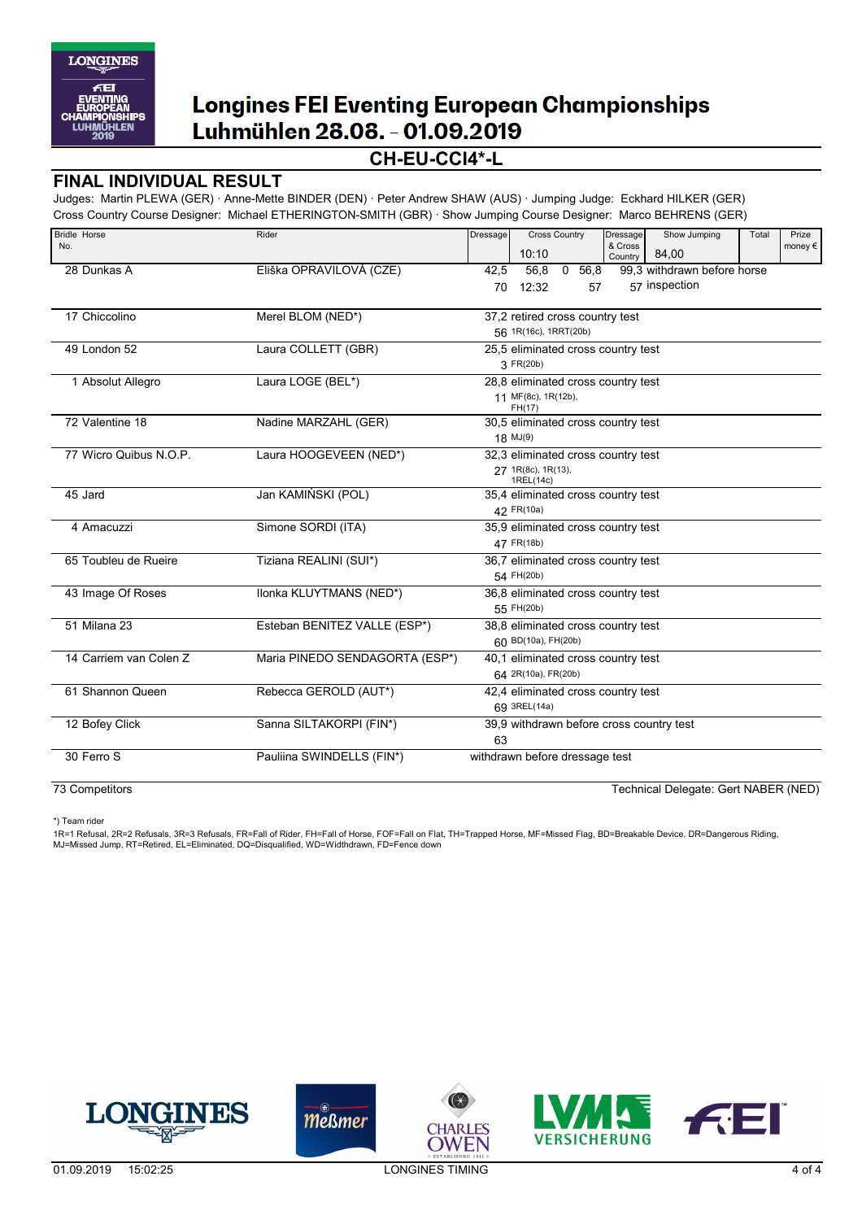# Longines FEI Eventing European Championships Luhmühlen 28.08. - 01.09.2019

## CH-EU-CCI4*-L

## FINAL INDIVIDUAL RESULT

Judges: Martin PLEWA (GER) · Anne-Mette BINDER (DEN) · Peter Andrew SHAW (AUS) · Jumping Judge: Eckhard HILKER (GER)
Cross Country Course Designer: Michael ETHERINGTON-SMITH (GBR) · Show Jumping Course Designer: Marco BEHRENS (GER)

| Bridle No. | Horse | Rider | Dressage | Cross Country 10:10 | Dressage & Cross Country | Show Jumping 84,00 | Total | Prize money € |
|---|---|---|---|---|---|---|---|---|
| 28 | Dunkas A | Eliška OPRAVILOVÁ (CZE) | 42,5 / 70 | 56,8 0 56,8 / 12:32 | 99,3 / 57 | withdrawn before horse inspection / 57 | | |
| 17 | Chiccolino | Merel BLOM (NED*) | 37,2 / 56 | retired cross country test 1R(16c), 1RRT(20b) | | | | |
| 49 | London 52 | Laura COLLETT (GBR) | 25,5 / 3 | eliminated cross country test FR(20b) | | | | |
| 1 | Absolut Allegro | Laura LOGE (BEL*) | 28,8 / 11 | eliminated cross country test MF(8c), 1R(12b), FH(17) | | | | |
| 72 | Valentine 18 | Nadine MARZAHL (GER) | 30,5 / 18 | eliminated cross country test MJ(9) | | | | |
| 77 | Wicro Quibus N.O.P. | Laura HOOGEVEEN (NED*) | 32,3 / 27 | eliminated cross country test 1R(8c), 1R(13), 1REL(14c) | | | | |
| 45 | Jard | Jan KAMIŃSKI (POL) | 35,4 / 42 | eliminated cross country test FR(10a) | | | | |
| 4 | Amacuzzi | Simone SORDI (ITA) | 35,9 / 47 | eliminated cross country test FR(18b) | | | | |
| 65 | Toubleu de Rueire | Tiziana REALINI (SUI*) | 36,7 / 54 | eliminated cross country test FH(20b) | | | | |
| 43 | Image Of Roses | Ilonka KLUYTMANS (NED*) | 36,8 / 55 | eliminated cross country test FH(20b) | | | | |
| 51 | Milana 23 | Esteban BENITEZ VALLE (ESP*) | 38,8 / 60 | eliminated cross country test BD(10a), FH(20b) | | | | |
| 14 | Carriem van Colen Z | Maria PINEDO SENDAGORTA (ESP*) | 40,1 / 64 | eliminated cross country test 2R(10a), FR(20b) | | | | |
| 61 | Shannon Queen | Rebecca GEROLD (AUT*) | 42,4 / 69 | eliminated cross country test 3REL(14a) | | | | |
| 12 | Bofey Click | Sanna SILTAKORPI (FIN*) | 39,9 / 63 | withdrawn before cross country test | | | | |
| 30 | Ferro S | Pauliina SWINDELLS (FIN*) | withdrawn before dressage test | | | | | |

73 Competitors

Technical Delegate: Gert NABER (NED)

*) Team rider

1R=1 Refusal, 2R=2 Refusals, 3R=3 Refusals, FR=Fall of Rider, FH=Fall of Horse, FOF=Fall on Flat, TH=Trapped Horse, MF=Missed Flag, BD=Breakable Device, DR=Dangerous Riding, MJ=Missed Jump, RT=Retired, EL=Eliminated, DQ=Disqualified, WD=Widthdrawn, FD=Fence down

01.09.2019 15:02:25

LONGINES TIMING